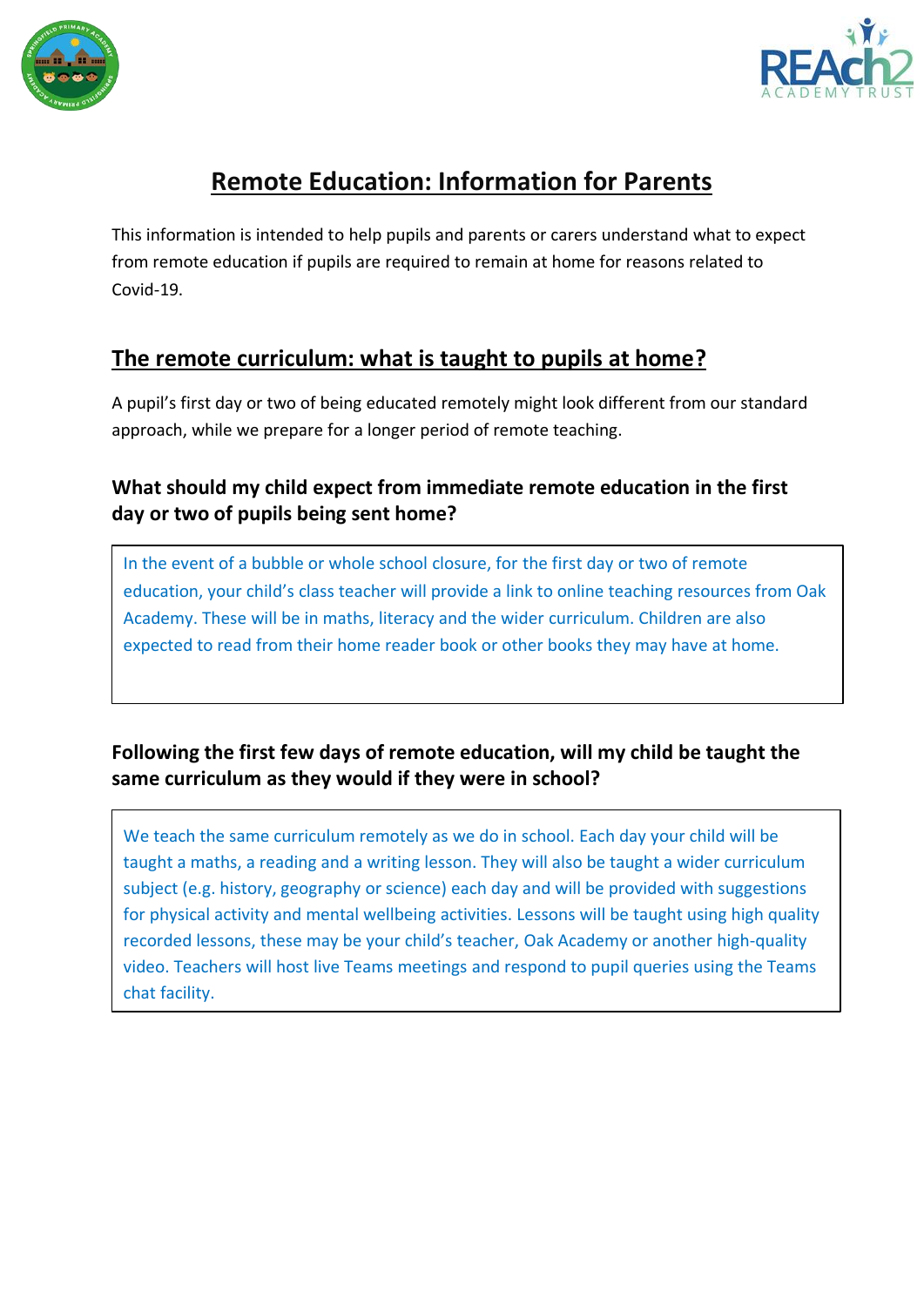# Remote Education: Information for Parents

This information is intended to help pupils and parents or carers understand what to expect from remote education if pupils are required to remain at home for reasons related to Covid-19.

## The remote curriculum: what is taught to pupils at home?

A pupil's first day or two of being educated remotely might look different from our standard approach, while we prepare for a longer period of remote teaching.

### What should my child expect from immediate remote education in the first day or two of pupils being sent home?

In the event of a bubble or whole school closure, for the first day or two of remote education, your child's class teacher will provide a link to online teaching resources from Oak Academy. These will be in maths, literacy and the wider curriculum. Children are also expected to read from their home reader book or other books they may have at home.

### Following the first few days of remote education, will my child be taught the same curriculum as they would if they were in school?

We teach the same curriculum remotely as we do in school. Each day your child will be taught a maths, a reading and a writing lesson. They will also be taught a wider curriculum subject (e.g. history, geography or science) each day and will be provided with suggestions for physical activity and mental wellbeing activities. Lessons will be taught using high quality recorded lessons, these may be your child's teacher, Oak Academy or another high-quality video. Teachers will host live Teams meetings and respond to pupil queries using the Teams chat facility.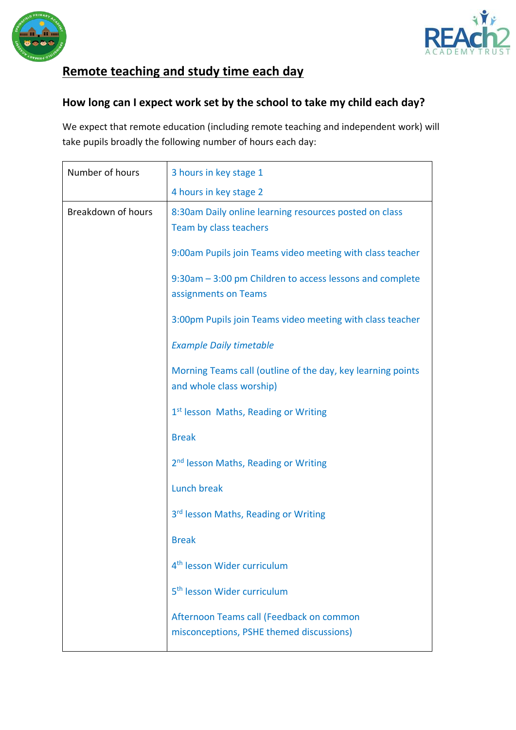## Remote teaching and study time each day

### How long can I expect work set by the school to take my child each day?

We expect that remote education (including remote teaching and independent work) will take pupils broadly the following number of hours each day:

| | |
|---|---|
| Number of hours | 3 hours in key stage 1<br>4 hours in key stage 2 |
| Breakdown of hours | 8:30am Daily online learning resources posted on class Team by class teachers<br><br>9:00am Pupils join Teams video meeting with class teacher<br><br>9:30am – 3:00 pm Children to access lessons and complete assignments on Teams<br><br>3:00pm Pupils join Teams video meeting with class teacher<br><br>*Example Daily timetable*<br><br>Morning Teams call (outline of the day, key learning points and whole class worship)<br><br>1st lesson Maths, Reading or Writing<br><br>Break<br><br>2nd lesson Maths, Reading or Writing<br><br>Lunch break<br><br>3rd lesson Maths, Reading or Writing<br><br>Break<br><br>4th lesson Wider curriculum<br><br>5th lesson Wider curriculum<br><br>Afternoon Teams call (Feedback on common misconceptions, PSHE themed discussions) |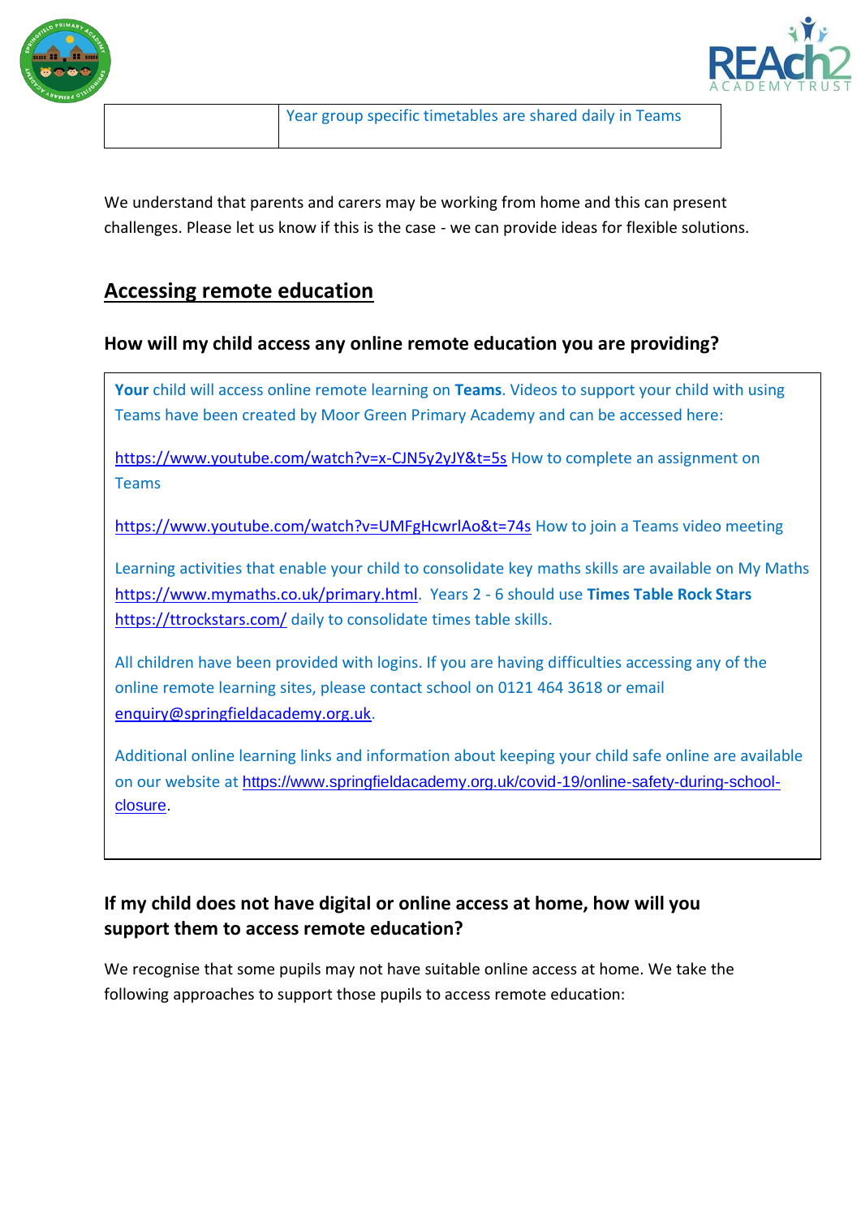| | Year group specific timetables are shared daily in Teams |
|---|---|

We understand that parents and carers may be working from home and this can present challenges. Please let us know if this is the case - we can provide ideas for flexible solutions.

## Accessing remote education

### How will my child access any online remote education you are providing?

**Your** child will access online remote learning on **Teams**. Videos to support your child with using Teams have been created by Moor Green Primary Academy and can be accessed here:

https://www.youtube.com/watch?v=x-CJN5y2yJY&t=5s How to complete an assignment on Teams

https://www.youtube.com/watch?v=UMFgHcwrlAo&t=74s How to join a Teams video meeting

Learning activities that enable your child to consolidate key maths skills are available on My Maths https://www.mymaths.co.uk/primary.html. Years 2 - 6 should use **Times Table Rock Stars** https://ttrockstars.com/ daily to consolidate times table skills.

All children have been provided with logins. If you are having difficulties accessing any of the online remote learning sites, please contact school on 0121 464 3618 or email enquiry@springfieldacademy.org.uk.

Additional online learning links and information about keeping your child safe online are available on our website at https://www.springfieldacademy.org.uk/covid-19/online-safety-during-school-closure.

### If my child does not have digital or online access at home, how will you support them to access remote education?

We recognise that some pupils may not have suitable online access at home. We take the following approaches to support those pupils to access remote education: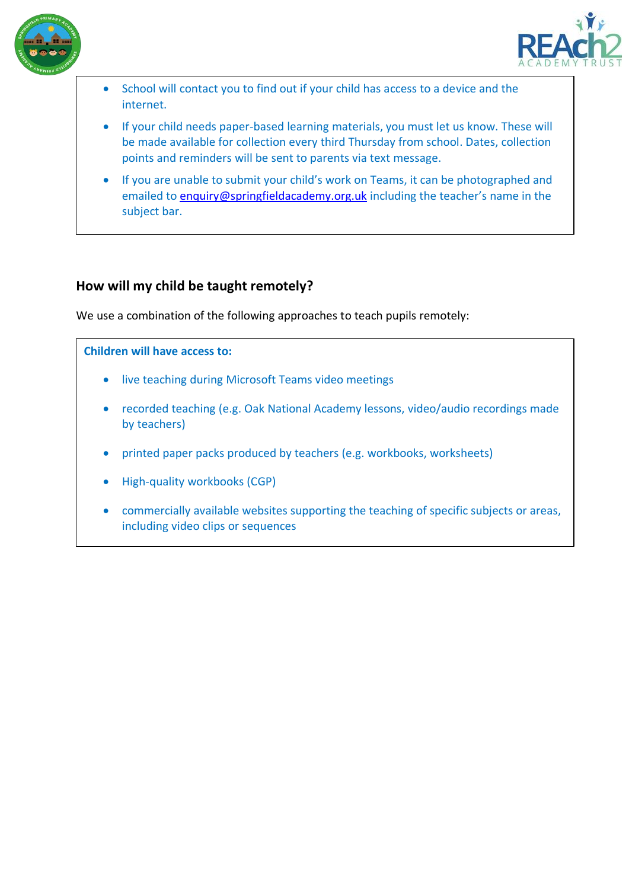- School will contact you to find out if your child has access to a device and the internet.
- If your child needs paper-based learning materials, you must let us know. These will be made available for collection every third Thursday from school. Dates, collection points and reminders will be sent to parents via text message.
- If you are unable to submit your child's work on Teams, it can be photographed and emailed to enquiry@springfieldacademy.org.uk including the teacher's name in the subject bar.

### How will my child be taught remotely?

We use a combination of the following approaches to teach pupils remotely:

**Children will have access to:**

- live teaching during Microsoft Teams video meetings
- recorded teaching (e.g. Oak National Academy lessons, video/audio recordings made by teachers)
- printed paper packs produced by teachers (e.g. workbooks, worksheets)
- High-quality workbooks (CGP)
- commercially available websites supporting the teaching of specific subjects or areas, including video clips or sequences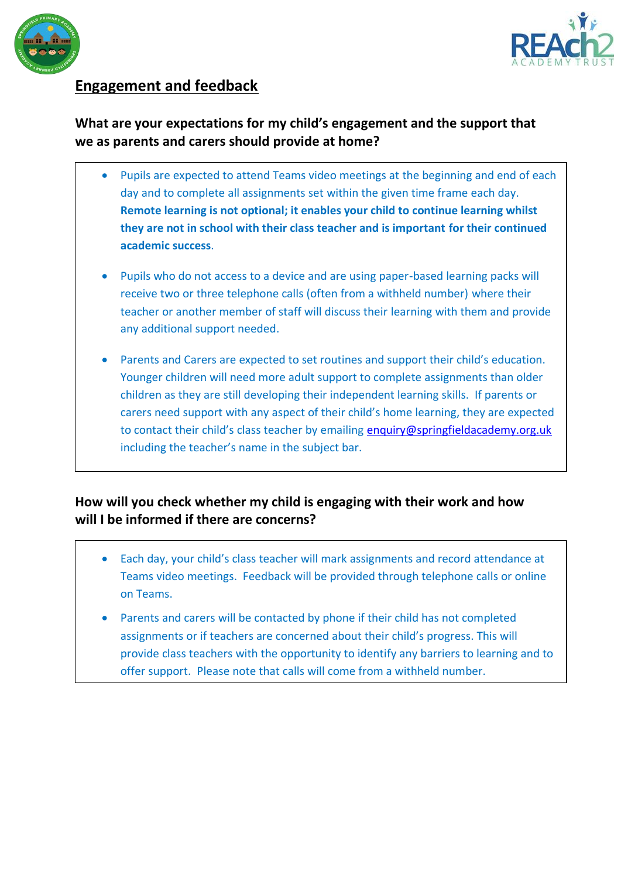## Engagement and feedback

### What are your expectations for my child's engagement and the support that we as parents and carers should provide at home?

- Pupils are expected to attend Teams video meetings at the beginning and end of each day and to complete all assignments set within the given time frame each day. **Remote learning is not optional; it enables your child to continue learning whilst they are not in school with their class teacher and is important for their continued academic success**.

- Pupils who do not access to a device and are using paper-based learning packs will receive two or three telephone calls (often from a withheld number) where their teacher or another member of staff will discuss their learning with them and provide any additional support needed.

- Parents and Carers are expected to set routines and support their child's education. Younger children will need more adult support to complete assignments than older children as they are still developing their independent learning skills. If parents or carers need support with any aspect of their child's home learning, they are expected to contact their child's class teacher by emailing enquiry@springfieldacademy.org.uk including the teacher's name in the subject bar.

### How will you check whether my child is engaging with their work and how will I be informed if there are concerns?

- Each day, your child's class teacher will mark assignments and record attendance at Teams video meetings. Feedback will be provided through telephone calls or online on Teams.
- Parents and carers will be contacted by phone if their child has not completed assignments or if teachers are concerned about their child's progress. This will provide class teachers with the opportunity to identify any barriers to learning and to offer support. Please note that calls will come from a withheld number.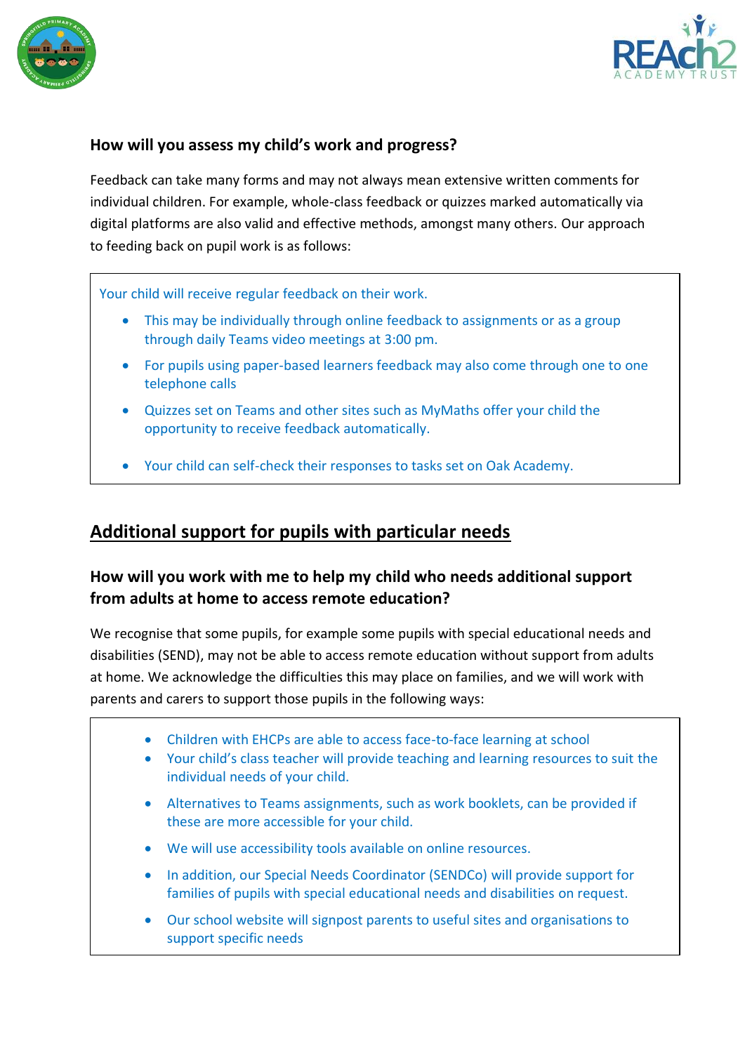### How will you assess my child's work and progress?

Feedback can take many forms and may not always mean extensive written comments for individual children. For example, whole-class feedback or quizzes marked automatically via digital platforms are also valid and effective methods, amongst many others. Our approach to feeding back on pupil work is as follows:

Your child will receive regular feedback on their work.

- This may be individually through online feedback to assignments or as a group through daily Teams video meetings at 3:00 pm.
- For pupils using paper-based learners feedback may also come through one to one telephone calls
- Quizzes set on Teams and other sites such as MyMaths offer your child the opportunity to receive feedback automatically.
- Your child can self-check their responses to tasks set on Oak Academy.

## Additional support for pupils with particular needs

### How will you work with me to help my child who needs additional support from adults at home to access remote education?

We recognise that some pupils, for example some pupils with special educational needs and disabilities (SEND), may not be able to access remote education without support from adults at home. We acknowledge the difficulties this may place on families, and we will work with parents and carers to support those pupils in the following ways:

- Children with EHCPs are able to access face-to-face learning at school
- Your child's class teacher will provide teaching and learning resources to suit the individual needs of your child.
- Alternatives to Teams assignments, such as work booklets, can be provided if these are more accessible for your child.
- We will use accessibility tools available on online resources.
- In addition, our Special Needs Coordinator (SENDCo) will provide support for families of pupils with special educational needs and disabilities on request.
- Our school website will signpost parents to useful sites and organisations to support specific needs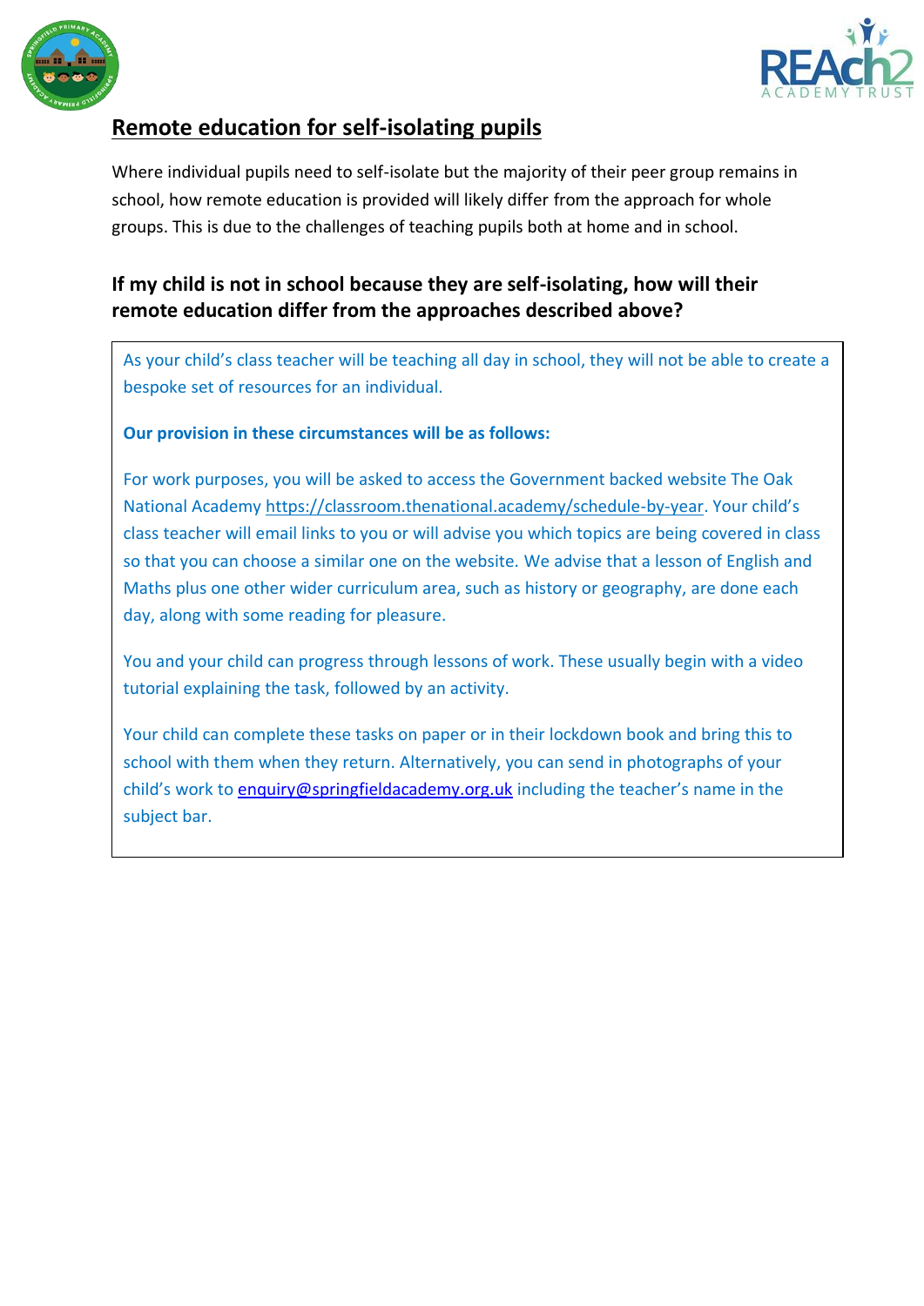## Remote education for self-isolating pupils

Where individual pupils need to self-isolate but the majority of their peer group remains in school, how remote education is provided will likely differ from the approach for whole groups. This is due to the challenges of teaching pupils both at home and in school.

### If my child is not in school because they are self-isolating, how will their remote education differ from the approaches described above?

As your child's class teacher will be teaching all day in school, they will not be able to create a bespoke set of resources for an individual.

**Our provision in these circumstances will be as follows:**

For work purposes, you will be asked to access the Government backed website The Oak National Academy https://classroom.thenational.academy/schedule-by-year. Your child's class teacher will email links to you or will advise you which topics are being covered in class so that you can choose a similar one on the website. We advise that a lesson of English and Maths plus one other wider curriculum area, such as history or geography, are done each day, along with some reading for pleasure.

You and your child can progress through lessons of work. These usually begin with a video tutorial explaining the task, followed by an activity.

Your child can complete these tasks on paper or in their lockdown book and bring this to school with them when they return. Alternatively, you can send in photographs of your child's work to enquiry@springfieldacademy.org.uk including the teacher's name in the subject bar.